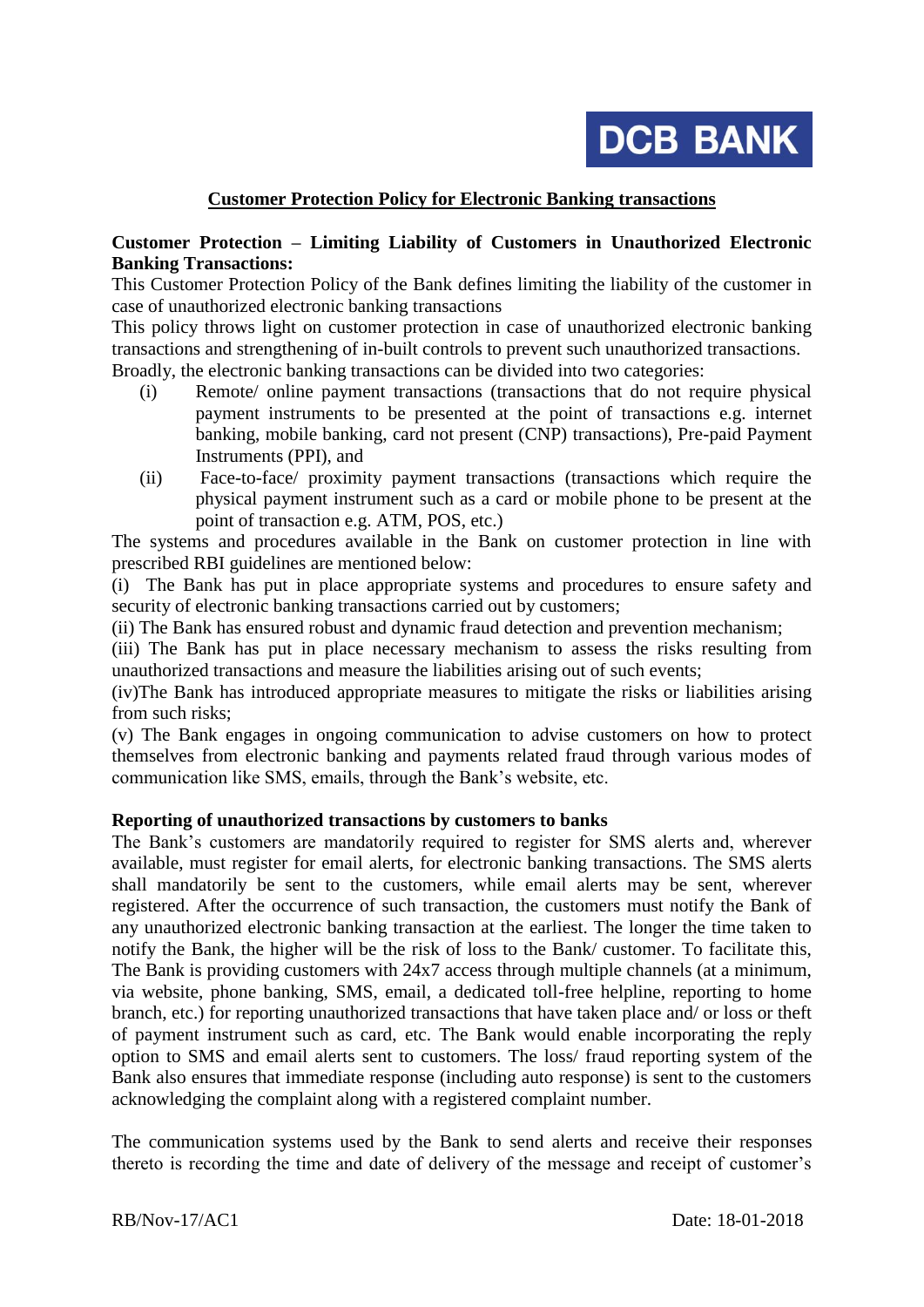## Customer Protection Policy for Electronic Banking transactions

**Customer Protection – Limiting Liability of Customers in Unauthorized Electronic Banking Transactions:**

This Customer Protection Policy of the Bank defines limiting the liability of the customer in case of unauthorized electronic banking transactions

This policy throws light on customer protection in case of unauthorized electronic banking transactions and strengthening of in-built controls to prevent such unauthorized transactions.

Broadly, the electronic banking transactions can be divided into two categories:

(i) Remote/ online payment transactions (transactions that do not require physical payment instruments to be presented at the point of transactions e.g. internet banking, mobile banking, card not present (CNP) transactions), Pre-paid Payment Instruments (PPI), and

(ii) Face-to-face/ proximity payment transactions (transactions which require the physical payment instrument such as a card or mobile phone to be present at the point of transaction e.g. ATM, POS, etc.)

The systems and procedures available in the Bank on customer protection in line with prescribed RBI guidelines are mentioned below:

(i) The Bank has put in place appropriate systems and procedures to ensure safety and security of electronic banking transactions carried out by customers;

(ii) The Bank has ensured robust and dynamic fraud detection and prevention mechanism;

(iii) The Bank has put in place necessary mechanism to assess the risks resulting from unauthorized transactions and measure the liabilities arising out of such events;

(iv)The Bank has introduced appropriate measures to mitigate the risks or liabilities arising from such risks;

(v) The Bank engages in ongoing communication to advise customers on how to protect themselves from electronic banking and payments related fraud through various modes of communication like SMS, emails, through the Bank's website, etc.

**Reporting of unauthorized transactions by customers to banks**

The Bank's customers are mandatorily required to register for SMS alerts and, wherever available, must register for email alerts, for electronic banking transactions. The SMS alerts shall mandatorily be sent to the customers, while email alerts may be sent, wherever registered. After the occurrence of such transaction, the customers must notify the Bank of any unauthorized electronic banking transaction at the earliest. The longer the time taken to notify the Bank, the higher will be the risk of loss to the Bank/ customer. To facilitate this, The Bank is providing customers with 24x7 access through multiple channels (at a minimum, via website, phone banking, SMS, email, a dedicated toll-free helpline, reporting to home branch, etc.) for reporting unauthorized transactions that have taken place and/ or loss or theft of payment instrument such as card, etc. The Bank would enable incorporating the reply option to SMS and email alerts sent to customers. The loss/ fraud reporting system of the Bank also ensures that immediate response (including auto response) is sent to the customers acknowledging the complaint along with a registered complaint number.

The communication systems used by the Bank to send alerts and receive their responses thereto is recording the time and date of delivery of the message and receipt of customer's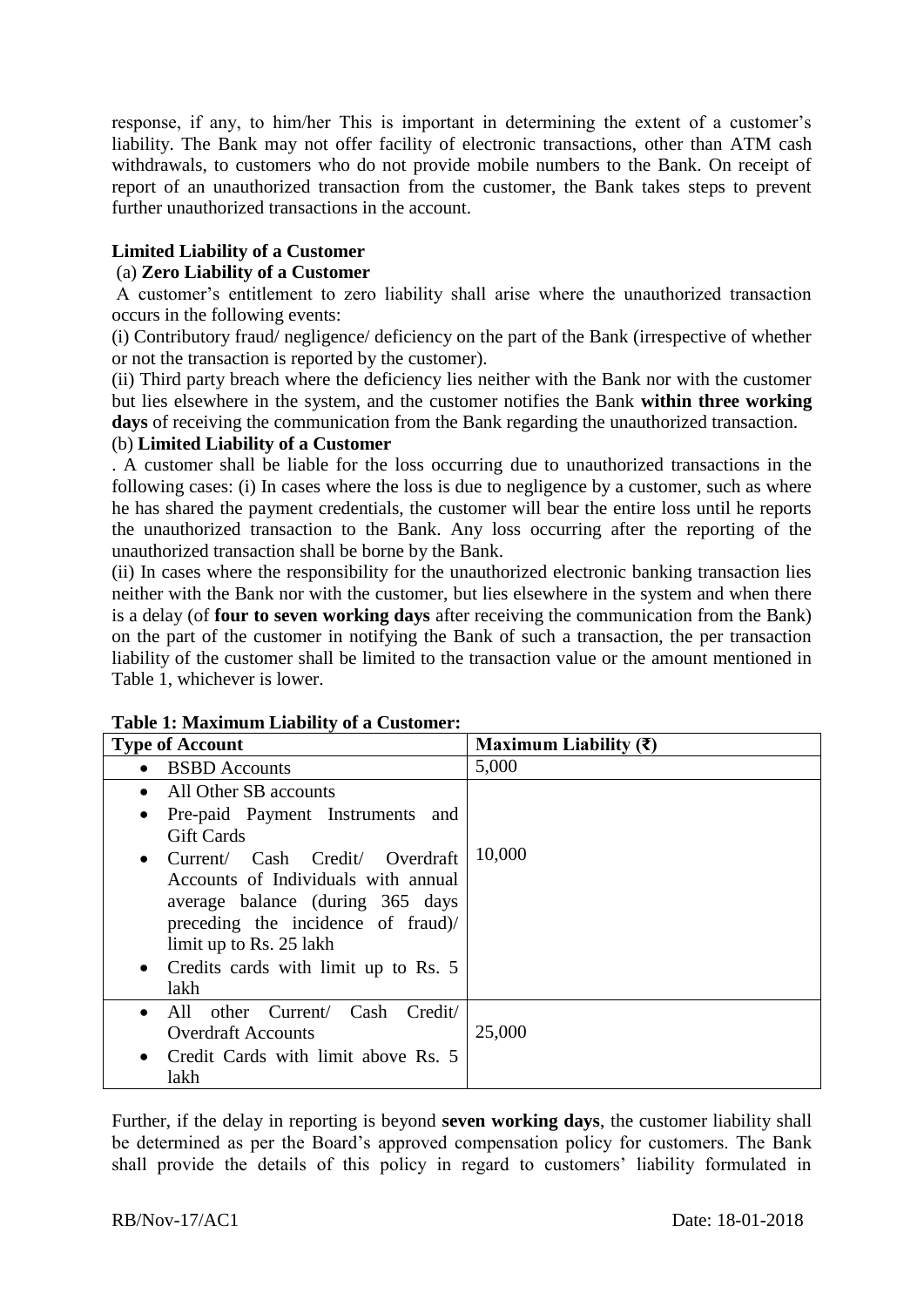response, if any, to him/her This is important in determining the extent of a customer's liability. The Bank may not offer facility of electronic transactions, other than ATM cash withdrawals, to customers who do not provide mobile numbers to the Bank. On receipt of report of an unauthorized transaction from the customer, the Bank takes steps to prevent further unauthorized transactions in the account.

**Limited Liability of a Customer**

(a) **Zero Liability of a Customer**

A customer's entitlement to zero liability shall arise where the unauthorized transaction occurs in the following events:

(i) Contributory fraud/ negligence/ deficiency on the part of the Bank (irrespective of whether or not the transaction is reported by the customer).

(ii) Third party breach where the deficiency lies neither with the Bank nor with the customer but lies elsewhere in the system, and the customer notifies the Bank **within three working days** of receiving the communication from the Bank regarding the unauthorized transaction.

(b) **Limited Liability of a Customer**

. A customer shall be liable for the loss occurring due to unauthorized transactions in the following cases: (i) In cases where the loss is due to negligence by a customer, such as where he has shared the payment credentials, the customer will bear the entire loss until he reports the unauthorized transaction to the Bank. Any loss occurring after the reporting of the unauthorized transaction shall be borne by the Bank.

(ii) In cases where the responsibility for the unauthorized electronic banking transaction lies neither with the Bank nor with the customer, but lies elsewhere in the system and when there is a delay (of **four to seven working days** after receiving the communication from the Bank) on the part of the customer in notifying the Bank of such a transaction, the per transaction liability of the customer shall be limited to the transaction value or the amount mentioned in Table 1, whichever is lower.

**Table 1: Maximum Liability of a Customer:**

| Type of Account | Maximum Liability (₹) |
|---|---|
| • BSBD Accounts | 5,000 |
| • All Other SB accounts<br>• Pre-paid Payment Instruments and Gift Cards<br>• Current/ Cash Credit/ Overdraft Accounts of Individuals with annual average balance (during 365 days preceding the incidence of fraud)/ limit up to Rs. 25 lakh<br>• Credits cards with limit up to Rs. 5 lakh | 10,000 |
| • All other Current/ Cash Credit/ Overdraft Accounts<br>• Credit Cards with limit above Rs. 5 lakh | 25,000 |

Further, if the delay in reporting is beyond **seven working days**, the customer liability shall be determined as per the Board's approved compensation policy for customers. The Bank shall provide the details of this policy in regard to customers' liability formulated in

RB/Nov-17/AC1 Date: 18-01-2018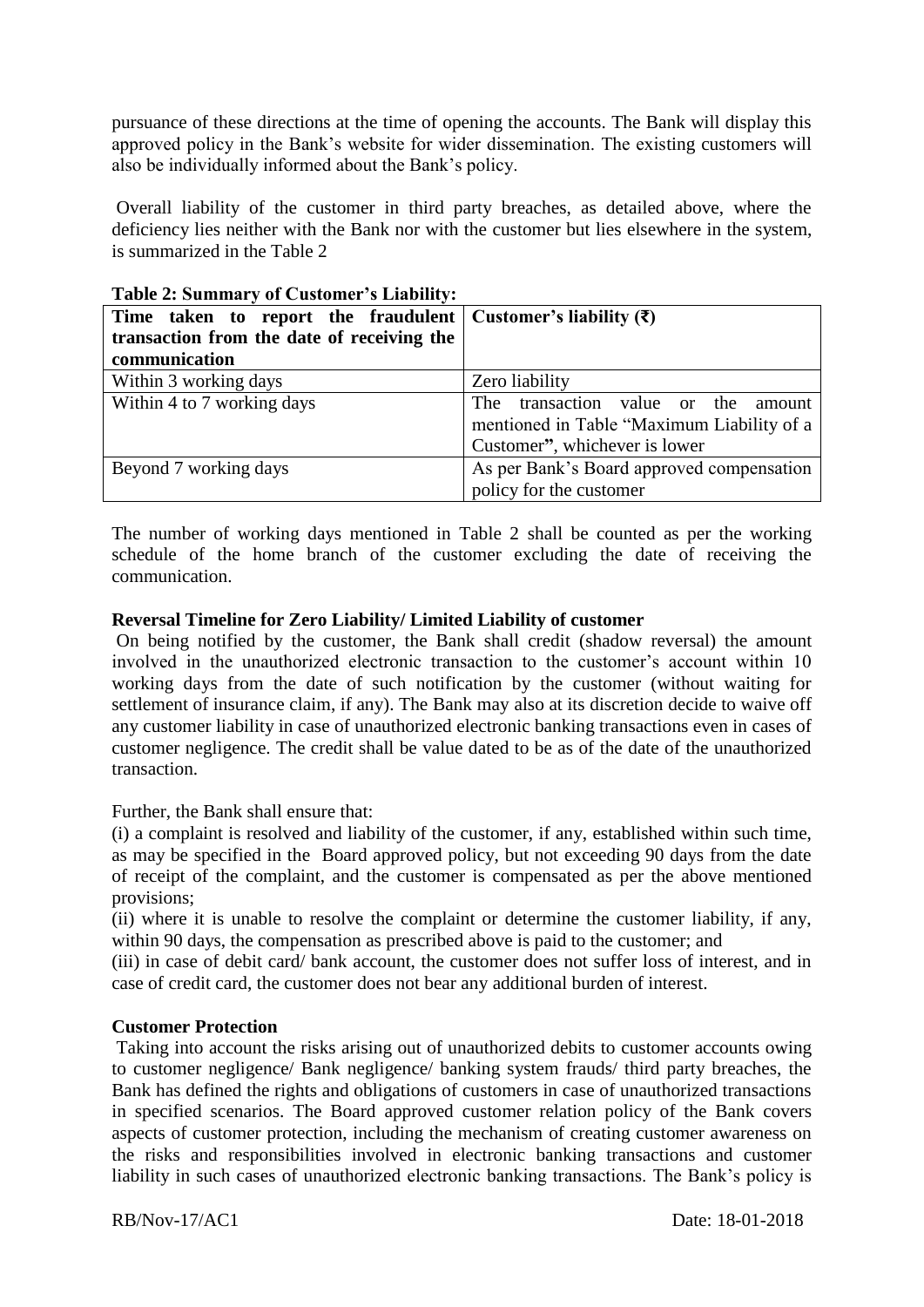pursuance of these directions at the time of opening the accounts. The Bank will display this approved policy in the Bank's website for wider dissemination. The existing customers will also be individually informed about the Bank's policy.

Overall liability of the customer in third party breaches, as detailed above, where the deficiency lies neither with the Bank nor with the customer but lies elsewhere in the system, is summarized in the Table 2

**Table 2: Summary of Customer's Liability:**

| Time taken to report the fraudulent transaction from the date of receiving the communication | Customer's liability (₹) |
|---|---|
| Within 3 working days | Zero liability |
| Within 4 to 7 working days | The transaction value or the amount mentioned in Table "Maximum Liability of a Customer", whichever is lower |
| Beyond 7 working days | As per Bank's Board approved compensation policy for the customer |

The number of working days mentioned in Table 2 shall be counted as per the working schedule of the home branch of the customer excluding the date of receiving the communication.

**Reversal Timeline for Zero Liability/ Limited Liability of customer**

On being notified by the customer, the Bank shall credit (shadow reversal) the amount involved in the unauthorized electronic transaction to the customer's account within 10 working days from the date of such notification by the customer (without waiting for settlement of insurance claim, if any). The Bank may also at its discretion decide to waive off any customer liability in case of unauthorized electronic banking transactions even in cases of customer negligence. The credit shall be value dated to be as of the date of the unauthorized transaction.

Further, the Bank shall ensure that:

(i) a complaint is resolved and liability of the customer, if any, established within such time, as may be specified in the Board approved policy, but not exceeding 90 days from the date of receipt of the complaint, and the customer is compensated as per the above mentioned provisions;

(ii) where it is unable to resolve the complaint or determine the customer liability, if any, within 90 days, the compensation as prescribed above is paid to the customer; and

(iii) in case of debit card/ bank account, the customer does not suffer loss of interest, and in case of credit card, the customer does not bear any additional burden of interest.

**Customer Protection**

Taking into account the risks arising out of unauthorized debits to customer accounts owing to customer negligence/ Bank negligence/ banking system frauds/ third party breaches, the Bank has defined the rights and obligations of customers in case of unauthorized transactions in specified scenarios. The Board approved customer relation policy of the Bank covers aspects of customer protection, including the mechanism of creating customer awareness on the risks and responsibilities involved in electronic banking transactions and customer liability in such cases of unauthorized electronic banking transactions. The Bank's policy is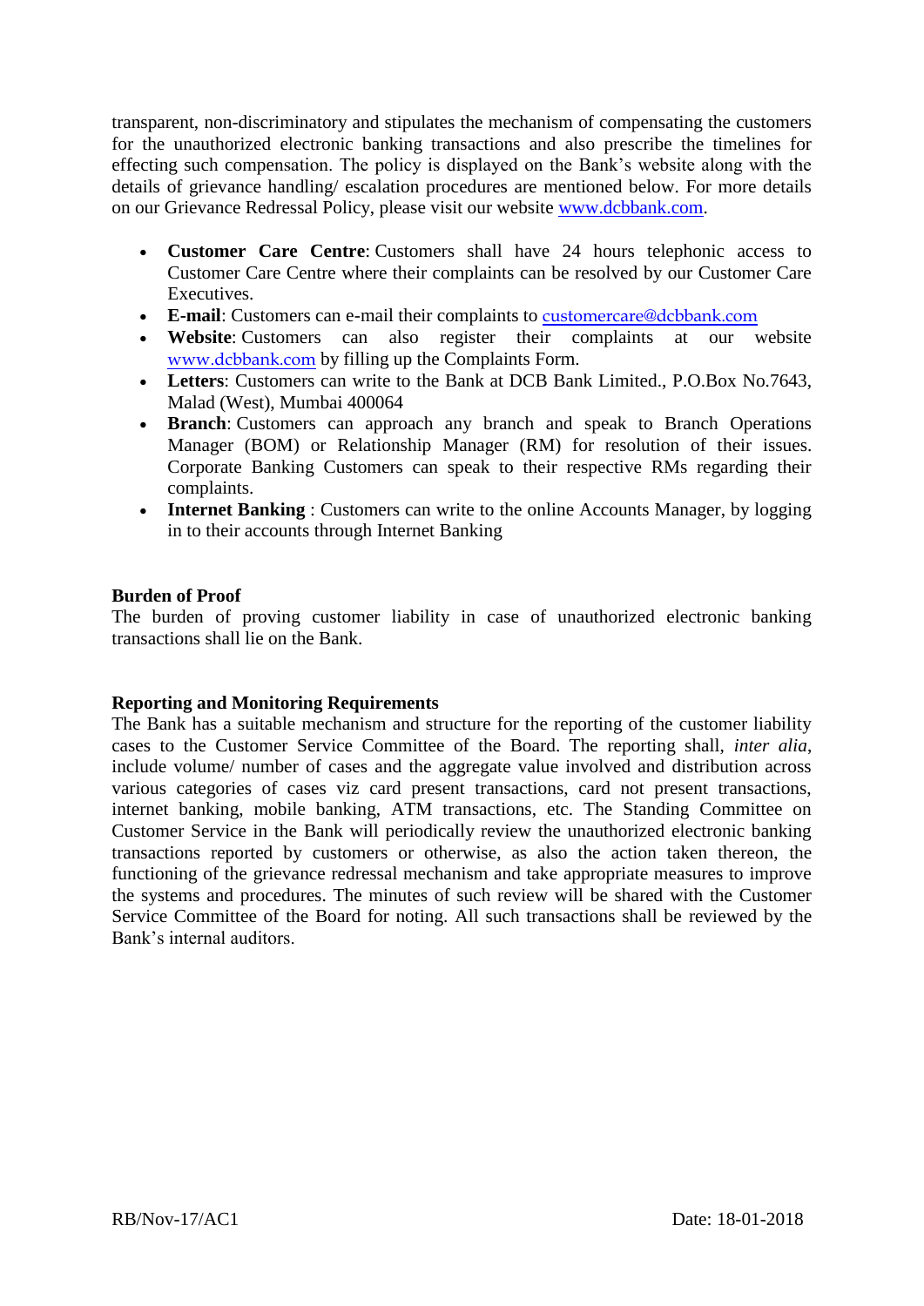transparent, non-discriminatory and stipulates the mechanism of compensating the customers for the unauthorized electronic banking transactions and also prescribe the timelines for effecting such compensation. The policy is displayed on the Bank's website along with the details of grievance handling/ escalation procedures are mentioned below. For more details on our Grievance Redressal Policy, please visit our website www.dcbbank.com.

- **Customer Care Centre**: Customers shall have 24 hours telephonic access to Customer Care Centre where their complaints can be resolved by our Customer Care Executives.
- **E-mail**: Customers can e-mail their complaints to customercare@dcbbank.com
- **Website**: Customers can also register their complaints at our website www.dcbbank.com by filling up the Complaints Form.
- **Letters**: Customers can write to the Bank at DCB Bank Limited., P.O.Box No.7643, Malad (West), Mumbai 400064
- **Branch**: Customers can approach any branch and speak to Branch Operations Manager (BOM) or Relationship Manager (RM) for resolution of their issues. Corporate Banking Customers can speak to their respective RMs regarding their complaints.
- **Internet Banking** : Customers can write to the online Accounts Manager, by logging in to their accounts through Internet Banking

**Burden of Proof**

The burden of proving customer liability in case of unauthorized electronic banking transactions shall lie on the Bank.

**Reporting and Monitoring Requirements**

The Bank has a suitable mechanism and structure for the reporting of the customer liability cases to the Customer Service Committee of the Board. The reporting shall, *inter alia*, include volume/ number of cases and the aggregate value involved and distribution across various categories of cases viz card present transactions, card not present transactions, internet banking, mobile banking, ATM transactions, etc. The Standing Committee on Customer Service in the Bank will periodically review the unauthorized electronic banking transactions reported by customers or otherwise, as also the action taken thereon, the functioning of the grievance redressal mechanism and take appropriate measures to improve the systems and procedures. The minutes of such review will be shared with the Customer Service Committee of the Board for noting. All such transactions shall be reviewed by the Bank's internal auditors.